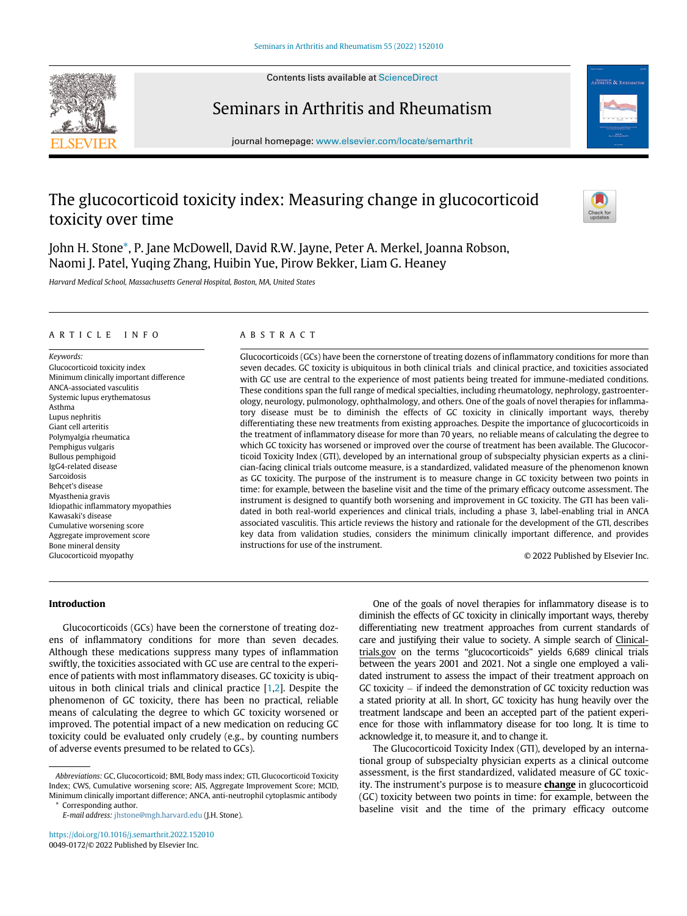Contents lists available at ScienceDirect

# Seminars in Arthritis and Rheumatism

journal homepage: www.elsevier.com/locate/semarthrit

# The glucocorticoid toxicity index: Measuring change in glucocorticoid toxicity over time

John H. Stone*, P. Jane McDowell, David R.W. Jayne, Peter A. Merkel, Joanna Robson, Naomi J. Patel, Yuqing Zhang, Huibin Yue, Pirow Bekker, Liam G. Heaney

*Harvard Medical School, Massachusetts General Hospital, Boston, MA, United States*

## ARTICLE INFO

*Keywords:*
Glucocorticoid toxicity index
Minimum clinically important difference
ANCA-associated vasculitis
Systemic lupus erythematosus
Asthma
Lupus nephritis
Giant cell arteritis
Polymyalgia rheumatica
Pemphigus vulgaris
Bullous pemphigoid
IgG4-related disease
Sarcoidosis
Behçet's disease
Myasthenia gravis
Idiopathic inflammatory myopathies
Kawasaki's disease
Cumulative worsening score
Aggregate improvement score
Bone mineral density
Glucocorticoid myopathy

## ABSTRACT

Glucocorticoids (GCs) have been the cornerstone of treating dozens of inflammatory conditions for more than seven decades. GC toxicity is ubiquitous in both clinical trials and clinical practice, and toxicities associated with GC use are central to the experience of most patients being treated for immune-mediated conditions. These conditions span the full range of medical specialties, including rheumatology, nephrology, gastroenterology, neurology, pulmonology, ophthalmology, and others. One of the goals of novel therapies for inflammatory disease must be to diminish the effects of GC toxicity in clinically important ways, thereby differentiating these new treatments from existing approaches. Despite the importance of glucocorticoids in the treatment of inflammatory disease for more than 70 years, no reliable means of calculating the degree to which GC toxicity has worsened or improved over the course of treatment has been available. The Glucocorticoid Toxicity Index (GTI), developed by an international group of subspecialty physician experts as a clinician-facing clinical trials outcome measure, is a standardized, validated measure of the phenomenon known as GC toxicity. The purpose of the instrument is to measure change in GC toxicity between two points in time: for example, between the baseline visit and the time of the primary efficacy outcome assessment. The instrument is designed to quantify both worsening and improvement in GC toxicity. The GTI has been validated in both real-world experiences and clinical trials, including a phase 3, label-enabling trial in ANCA associated vasculitis. This article reviews the history and rationale for the development of the GTI, describes key data from validation studies, considers the minimum clinically important difference, and provides instructions for use of the instrument.

© 2022 Published by Elsevier Inc.

## Introduction

Glucocorticoids (GCs) have been the cornerstone of treating dozens of inflammatory conditions for more than seven decades. Although these medications suppress many types of inflammation swiftly, the toxicities associated with GC use are central to the experience of patients with most inflammatory diseases. GC toxicity is ubiquitous in both clinical trials and clinical practice [1,2]. Despite the phenomenon of GC toxicity, there has been no practical, reliable means of calculating the degree to which GC toxicity worsened or improved. The potential impact of a new medication on reducing GC toxicity could be evaluated only crudely (e.g., by counting numbers of adverse events presumed to be related to GCs).

One of the goals of novel therapies for inflammatory disease is to diminish the effects of GC toxicity in clinically important ways, thereby differentiating new treatment approaches from current standards of care and justifying their value to society. A simple search of Clinicaltrials.gov on the terms "glucocorticoids" yields 6,689 clinical trials between the years 2001 and 2021. Not a single one employed a validated instrument to assess the impact of their treatment approach on GC toxicity – if indeed the demonstration of GC toxicity reduction was a stated priority at all. In short, GC toxicity has hung heavily over the treatment landscape and been an accepted part of the patient experience for those with inflammatory disease for too long. It is time to acknowledge it, to measure it, and to change it.

The Glucocorticoid Toxicity Index (GTI), developed by an international group of subspecialty physician experts as a clinical outcome assessment, is the first standardized, validated measure of GC toxicity. The instrument's purpose is to measure **change** in glucocorticoid (GC) toxicity between two points in time: for example, between the baseline visit and the time of the primary efficacy outcome

---

*Abbreviations:* GC, Glucocorticoid; BMI, Body mass index; GTI, Glucocorticoid Toxicity Index; CWS, Cumulative worsening score; AIS, Aggregate Improvement Score; MCID, Minimum clinically important difference; ANCA, anti-neutrophil cytoplasmic antibody

* Corresponding author.

*E-mail address:* jhstone@mgh.harvard.edu (J.H. Stone).

https://doi.org/10.1016/j.semarthrit.2022.152010
0049-0172/© 2022 Published by Elsevier Inc.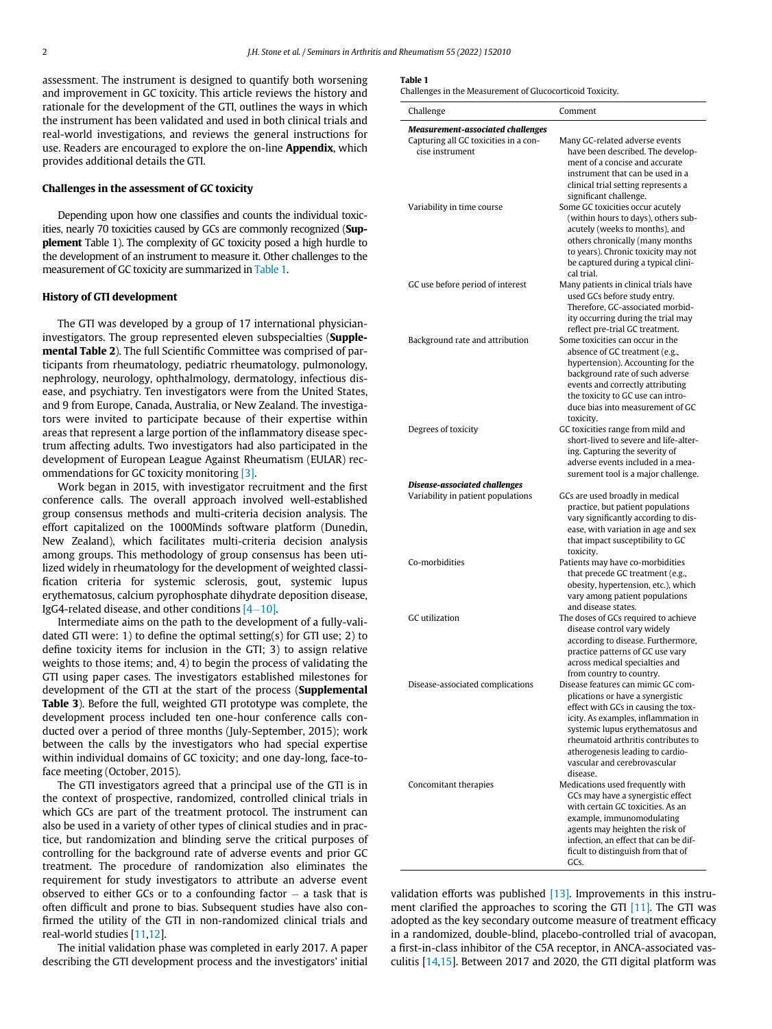assessment. The instrument is designed to quantify both worsening and improvement in GC toxicity. This article reviews the history and rationale for the development of the GTI, outlines the ways in which the instrument has been validated and used in both clinical trials and real-world investigations, and reviews the general instructions for use. Readers are encouraged to explore the on-line **Appendix**, which provides additional details the GTI.

## Challenges in the assessment of GC toxicity

Depending upon how one classifies and counts the individual toxicities, nearly 70 toxicities caused by GCs are commonly recognized (**Supplement** Table 1). The complexity of GC toxicity posed a high hurdle to the development of an instrument to measure it. Other challenges to the measurement of GC toxicity are summarized in Table 1.

**Table 1**
Challenges in the Measurement of Glucocorticoid Toxicity.

| Challenge | Comment |
|---|---|
| ***Measurement-associated challenges*** | |
| Capturing all GC toxicities in a concise instrument | Many GC-related adverse events have been described. The development of a concise and accurate instrument that can be used in a clinical trial setting represents a significant challenge. |
| Variability in time course | Some GC toxicities occur acutely (within hours to days), others subacutely (weeks to months), and others chronically (many months to years). Chronic toxicity may not be captured during a typical clinical trial. |
| GC use before period of interest | Many patients in clinical trials have used GCs before study entry. Therefore, GC-associated morbidity occurring during the trial may reflect pre-trial GC treatment. |
| Background rate and attribution | Some toxicities can occur in the absence of GC treatment (e.g., hypertension). Accounting for the background rate of such adverse events and correctly attributing the toxicity to GC use can introduce bias into measurement of GC toxicity. |
| Degrees of toxicity | GC toxicities range from mild and short-lived to severe and life-altering. Capturing the severity of adverse events included in a measurement tool is a major challenge. |
| ***Disease-associated challenges*** | |
| Variability in patient populations | GCs are used broadly in medical practice, but patient populations vary significantly according to disease, with variation in age and sex that impact susceptibility to GC toxicity. |
| Co-morbidities | Patients may have co-morbidities that precede GC treatment (e.g., obesity, hypertension, etc.), which vary among patient populations and disease states. |
| GC utilization | The doses of GCs required to achieve disease control vary widely according to disease. Furthermore, practice patterns of GC use vary across medical specialties and from country to country. |
| Disease-associated complications | Disease features can mimic GC complications or have a synergistic effect with GCs in causing the toxicity. As examples, inflammation in systemic lupus erythematosus and rheumatoid arthritis contributes to atherogenesis leading to cardiovascular and cerebrovascular disease. |
| Concomitant therapies | Medications used frequently with GCs may have a synergistic effect with certain GC toxicities. As an example, immunomodulating agents may heighten the risk of infection, an effect that can be difficult to distinguish from that of GCs. |

## History of GTI development

The GTI was developed by a group of 17 international physician-investigators. The group represented eleven subspecialties (**Supplemental Table 2**). The full Scientific Committee was comprised of participants from rheumatology, pediatric rheumatology, pulmonology, nephrology, neurology, ophthalmology, dermatology, infectious disease, and psychiatry. Ten investigators were from the United States, and 9 from Europe, Canada, Australia, or New Zealand. The investigators were invited to participate because of their expertise within areas that represent a large portion of the inflammatory disease spectrum affecting adults. Two investigators had also participated in the development of European League Against Rheumatism (EULAR) recommendations for GC toxicity monitoring [3].

Work began in 2015, with investigator recruitment and the first conference calls. The overall approach involved well-established group consensus methods and multi-criteria decision analysis. The effort capitalized on the 1000Minds software platform (Dunedin, New Zealand), which facilitates multi-criteria decision analysis among groups. This methodology of group consensus has been utilized widely in rheumatology for the development of weighted classification criteria for systemic sclerosis, gout, systemic lupus erythematosus, calcium pyrophosphate dihydrate deposition disease, IgG4-related disease, and other conditions [4–10].

Intermediate aims on the path to the development of a fully-validated GTI were: 1) to define the optimal setting(s) for GTI use; 2) to define toxicity items for inclusion in the GTI; 3) to assign relative weights to those items; and, 4) to begin the process of validating the GTI using paper cases. The investigators established milestones for development of the GTI at the start of the process (**Supplemental Table 3**). Before the full, weighted GTI prototype was complete, the development process included ten one-hour conference calls conducted over a period of three months (July-September, 2015); work between the calls by the investigators who had special expertise within individual domains of GC toxicity; and one day-long, face-to-face meeting (October, 2015).

The GTI investigators agreed that a principal use of the GTI is in the context of prospective, randomized, controlled clinical trials in which GCs are part of the treatment protocol. The instrument can also be used in a variety of other types of clinical studies and in practice, but randomization and blinding serve the critical purposes of controlling for the background rate of adverse events and prior GC treatment. The procedure of randomization also eliminates the requirement for study investigators to attribute an adverse event observed to either GCs or to a confounding factor – a task that is often difficult and prone to bias. Subsequent studies have also confirmed the utility of the GTI in non-randomized clinical trials and real-world studies [11,12].

The initial validation phase was completed in early 2017. A paper describing the GTI development process and the investigators' initial validation efforts was published [13]. Improvements in this instrument clarified the approaches to scoring the GTI [11]. The GTI was adopted as the key secondary outcome measure of treatment efficacy in a randomized, double-blind, placebo-controlled trial of avacopan, a first-in-class inhibitor of the C5A receptor, in ANCA-associated vasculitis [14,15]. Between 2017 and 2020, the GTI digital platform was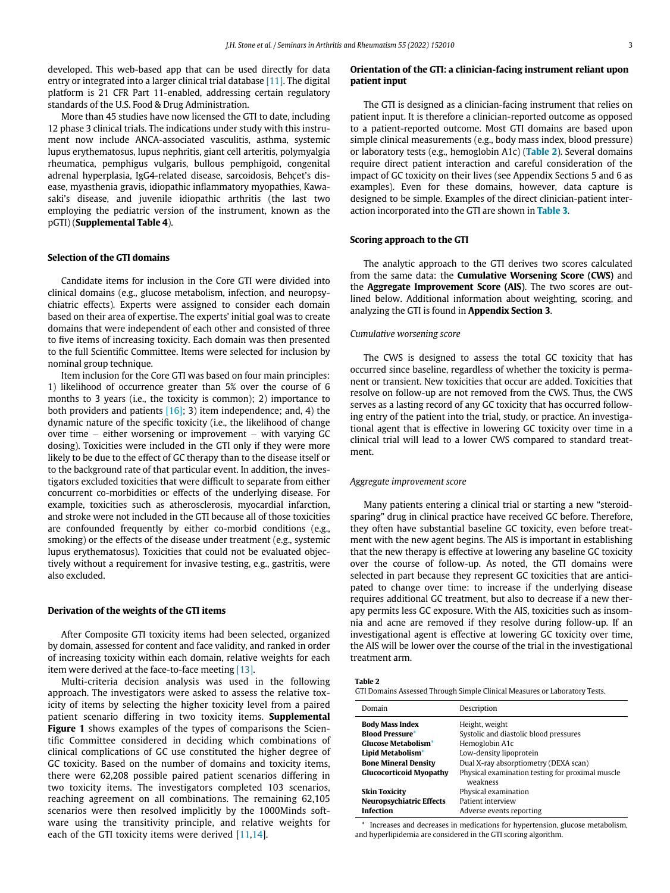developed. This web-based app that can be used directly for data entry or integrated into a larger clinical trial database [11]. The digital platform is 21 CFR Part 11-enabled, addressing certain regulatory standards of the U.S. Food & Drug Administration.

More than 45 studies have now licensed the GTI to date, including 12 phase 3 clinical trials. The indications under study with this instrument now include ANCA-associated vasculitis, asthma, systemic lupus erythematosus, lupus nephritis, giant cell arteritis, polymyalgia rheumatica, pemphigus vulgaris, bullous pemphigoid, congenital adrenal hyperplasia, IgG4-related disease, sarcoidosis, Behçet's disease, myasthenia gravis, idiopathic inflammatory myopathies, Kawasaki's disease, and juvenile idiopathic arthritis (the last two employing the pediatric version of the instrument, known as the pGTI) (**Supplemental Table 4**).

## Selection of the GTI domains

Candidate items for inclusion in the Core GTI were divided into clinical domains (e.g., glucose metabolism, infection, and neuropsychiatric effects). Experts were assigned to consider each domain based on their area of expertise. The experts' initial goal was to create domains that were independent of each other and consisted of three to five items of increasing toxicity. Each domain was then presented to the full Scientific Committee. Items were selected for inclusion by nominal group technique.

Item inclusion for the Core GTI was based on four main principles: 1) likelihood of occurrence greater than 5% over the course of 6 months to 3 years (i.e., the toxicity is common); 2) importance to both providers and patients [16]; 3) item independence; and, 4) the dynamic nature of the specific toxicity (i.e., the likelihood of change over time – either worsening or improvement – with varying GC dosing). Toxicities were included in the GTI only if they were more likely to be due to the effect of GC therapy than to the disease itself or to the background rate of that particular event. In addition, the investigators excluded toxicities that were difficult to separate from either concurrent co-morbidities or effects of the underlying disease. For example, toxicities such as atherosclerosis, myocardial infarction, and stroke were not included in the GTI because all of those toxicities are confounded frequently by either co-morbid conditions (e.g., smoking) or the effects of the disease under treatment (e.g., systemic lupus erythematosus). Toxicities that could not be evaluated objectively without a requirement for invasive testing, e.g., gastritis, were also excluded.

## Derivation of the weights of the GTI items

After Composite GTI toxicity items had been selected, organized by domain, assessed for content and face validity, and ranked in order of increasing toxicity within each domain, relative weights for each item were derived at the face-to-face meeting [13].

Multi-criteria decision analysis was used in the following approach. The investigators were asked to assess the relative toxicity of items by selecting the higher toxicity level from a paired patient scenario differing in two toxicity items. **Supplemental Figure 1** shows examples of the types of comparisons the Scientific Committee considered in deciding which combinations of clinical complications of GC use constituted the higher degree of GC toxicity. Based on the number of domains and toxicity items, there were 62,208 possible paired patient scenarios differing in two toxicity items. The investigators completed 103 scenarios, reaching agreement on all combinations. The remaining 62,105 scenarios were then resolved implicitly by the 1000Minds software using the transitivity principle, and relative weights for each of the GTI toxicity items were derived [11,14].

## Orientation of the GTI: a clinician-facing instrument reliant upon patient input

The GTI is designed as a clinician-facing instrument that relies on patient input. It is therefore a clinician-reported outcome as opposed to a patient-reported outcome. Most GTI domains are based upon simple clinical measurements (e.g., body mass index, blood pressure) or laboratory tests (e.g., hemoglobin A1c) (**Table 2**). Several domains require direct patient interaction and careful consideration of the impact of GC toxicity on their lives (see Appendix Sections 5 and 6 as examples). Even for these domains, however, data capture is designed to be simple. Examples of the direct clinician-patient interaction incorporated into the GTI are shown in **Table 3**.

## Scoring approach to the GTI

The analytic approach to the GTI derives two scores calculated from the same data: the **Cumulative Worsening Score (CWS)** and the **Aggregate Improvement Score (AIS)**. The two scores are outlined below. Additional information about weighting, scoring, and analyzing the GTI is found in **Appendix Section 3**.

### *Cumulative worsening score*

The CWS is designed to assess the total GC toxicity that has occurred since baseline, regardless of whether the toxicity is permanent or transient. New toxicities that occur are added. Toxicities that resolve on follow-up are not removed from the CWS. Thus, the CWS serves as a lasting record of any GC toxicity that has occurred following entry of the patient into the trial, study, or practice. An investigational agent that is effective in lowering GC toxicity over time in a clinical trial will lead to a lower CWS compared to standard treatment.

### *Aggregate improvement score*

Many patients entering a clinical trial or starting a new "steroid-sparing" drug in clinical practice have received GC before. Therefore, they often have substantial baseline GC toxicity, even before treatment with the new agent begins. The AIS is important in establishing that the new therapy is effective at lowering any baseline GC toxicity over the course of follow-up. As noted, the GTI domains were selected in part because they represent GC toxicities that are anticipated to change over time: to increase if the underlying disease requires additional GC treatment, but also to decrease if a new therapy permits less GC exposure. With the AIS, toxicities such as insomnia and acne are removed if they resolve during follow-up. If an investigational agent is effective at lowering GC toxicity over time, the AIS will be lower over the course of the trial in the investigational treatment arm.

**Table 2**
GTI Domains Assessed Through Simple Clinical Measures or Laboratory Tests.

| Domain | Description |
|---|---|
| **Body Mass Index** | Height, weight |
| **Blood Pressure*** | Systolic and diastolic blood pressures |
| **Glucose Metabolism*** | Hemoglobin A1c |
| **Lipid Metabolism*** | Low-density lipoprotein |
| **Bone Mineral Density** | Dual X-ray absorptiometry (DEXA scan) |
| **Glucocorticoid Myopathy** | Physical examination testing for proximal muscle weakness |
| **Skin Toxicity** | Physical examination |
| **Neuropsychiatric Effects** | Patient interview |
| **Infection** | Adverse events reporting |

* Increases and decreases in medications for hypertension, glucose metabolism, and hyperlipidemia are considered in the GTI scoring algorithm.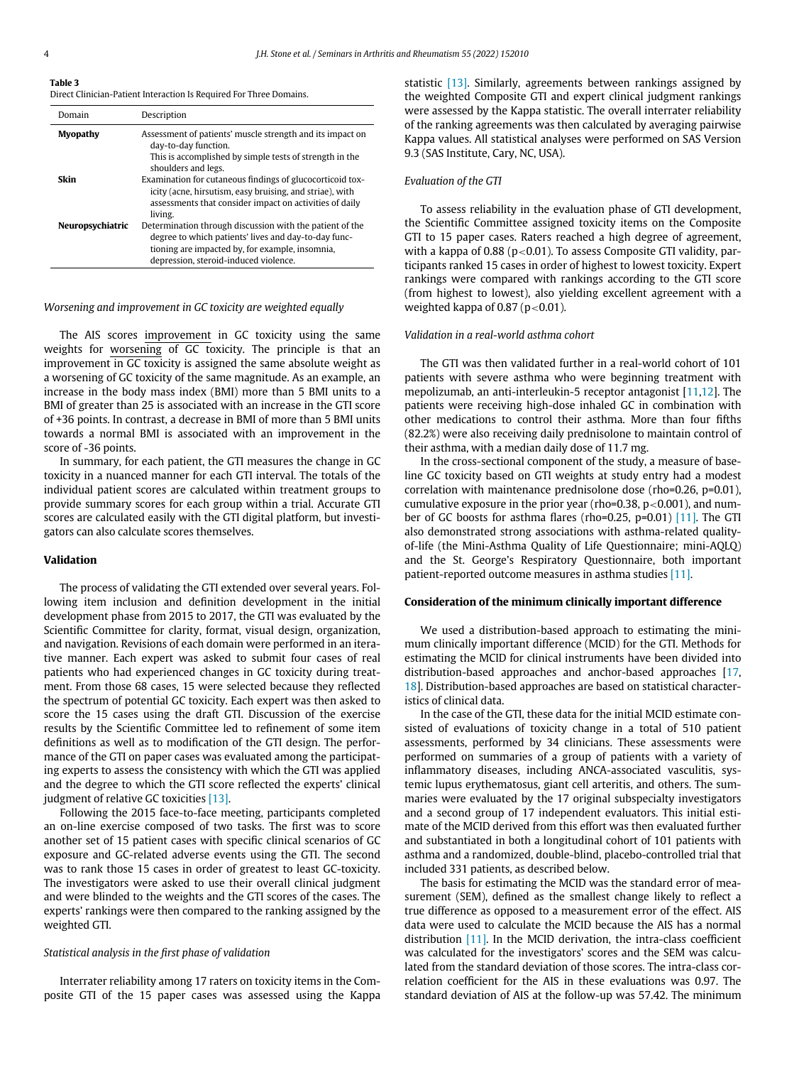**Table 3**
Direct Clinician-Patient Interaction Is Required For Three Domains.

| Domain | Description |
|---|---|
| **Myopathy** | Assessment of patients' muscle strength and its impact on day-to-day function. This is accomplished by simple tests of strength in the shoulders and legs. |
| **Skin** | Examination for cutaneous findings of glucocorticoid toxicity (acne, hirsutism, easy bruising, and striae), with assessments that consider impact on activities of daily living. |
| **Neuropsychiatric** | Determination through discussion with the patient of the degree to which patients' lives and day-to-day functioning are impacted by, for example, insomnia, depression, steroid-induced violence. |

### *Worsening and improvement in GC toxicity are weighted equally*

The AIS scores improvement in GC toxicity using the same weights for worsening of GC toxicity. The principle is that an improvement in GC toxicity is assigned the same absolute weight as a worsening of GC toxicity of the same magnitude. As an example, an increase in the body mass index (BMI) more than 5 BMI units to a BMI of greater than 25 is associated with an increase in the GTI score of +36 points. In contrast, a decrease in BMI of more than 5 BMI units towards a normal BMI is associated with an improvement in the score of -36 points.

In summary, for each patient, the GTI measures the change in GC toxicity in a nuanced manner for each GTI interval. The totals of the individual patient scores are calculated within treatment groups to provide summary scores for each group within a trial. Accurate GTI scores are calculated easily with the GTI digital platform, but investigators can also calculate scores themselves.

## Validation

The process of validating the GTI extended over several years. Following item inclusion and definition development in the initial development phase from 2015 to 2017, the GTI was evaluated by the Scientific Committee for clarity, format, visual design, organization, and navigation. Revisions of each domain were performed in an iterative manner. Each expert was asked to submit four cases of real patients who had experienced changes in GC toxicity during treatment. From those 68 cases, 15 were selected because they reflected the spectrum of potential GC toxicity. Each expert was then asked to score the 15 cases using the draft GTI. Discussion of the exercise results by the Scientific Committee led to refinement of some item definitions as well as to modification of the GTI design. The performance of the GTI on paper cases was evaluated among the participating experts to assess the consistency with which the GTI was applied and the degree to which the GTI score reflected the experts' clinical judgment of relative GC toxicities [13].

Following the 2015 face-to-face meeting, participants completed an on-line exercise composed of two tasks. The first was to score another set of 15 patient cases with specific clinical scenarios of GC exposure and GC-related adverse events using the GTI. The second was to rank those 15 cases in order of greatest to least GC-toxicity. The investigators were asked to use their overall clinical judgment and were blinded to the weights and the GTI scores of the cases. The experts' rankings were then compared to the ranking assigned by the weighted GTI.

### *Statistical analysis in the first phase of validation*

Interrater reliability among 17 raters on toxicity items in the Composite GTI of the 15 paper cases was assessed using the Kappa statistic [13]. Similarly, agreements between rankings assigned by the weighted Composite GTI and expert clinical judgment rankings were assessed by the Kappa statistic. The overall interrater reliability of the ranking agreements was then calculated by averaging pairwise Kappa values. All statistical analyses were performed on SAS Version 9.3 (SAS Institute, Cary, NC, USA).

### *Evaluation of the GTI*

To assess reliability in the evaluation phase of GTI development, the Scientific Committee assigned toxicity items on the Composite GTI to 15 paper cases. Raters reached a high degree of agreement, with a kappa of 0.88 ($p<0.01$). To assess Composite GTI validity, participants ranked 15 cases in order of highest to lowest toxicity. Expert rankings were compared with rankings according to the GTI score (from highest to lowest), also yielding excellent agreement with a weighted kappa of 0.87 ($p<0.01$).

### *Validation in a real-world asthma cohort*

The GTI was then validated further in a real-world cohort of 101 patients with severe asthma who were beginning treatment with mepolizumab, an anti-interleukin-5 receptor antagonist [11,12]. The patients were receiving high-dose inhaled GC in combination with other medications to control their asthma. More than four fifths (82.2%) were also receiving daily prednisolone to maintain control of their asthma, with a median daily dose of 11.7 mg.

In the cross-sectional component of the study, a measure of baseline GC toxicity based on GTI weights at study entry had a modest correlation with maintenance prednisolone dose (rho=0.26, p=0.01), cumulative exposure in the prior year (rho=0.38, $p<0.001$), and number of GC boosts for asthma flares (rho=0.25, p=0.01) [11]. The GTI also demonstrated strong associations with asthma-related quality-of-life (the Mini-Asthma Quality of Life Questionnaire; mini-AQLQ) and the St. George's Respiratory Questionnaire, both important patient-reported outcome measures in asthma studies [11].

## Consideration of the minimum clinically important difference

We used a distribution-based approach to estimating the minimum clinically important difference (MCID) for the GTI. Methods for estimating the MCID for clinical instruments have been divided into distribution-based approaches and anchor-based approaches [17, 18]. Distribution-based approaches are based on statistical characteristics of clinical data.

In the case of the GTI, these data for the initial MCID estimate consisted of evaluations of toxicity change in a total of 510 patient assessments, performed by 34 clinicians. These assessments were performed on summaries of a group of patients with a variety of inflammatory diseases, including ANCA-associated vasculitis, systemic lupus erythematosus, giant cell arteritis, and others. The summaries were evaluated by the 17 original subspecialty investigators and a second group of 17 independent evaluators. This initial estimate of the MCID derived from this effort was then evaluated further and substantiated in both a longitudinal cohort of 101 patients with asthma and a randomized, double-blind, placebo-controlled trial that included 331 patients, as described below.

The basis for estimating the MCID was the standard error of measurement (SEM), defined as the smallest change likely to reflect a true difference as opposed to a measurement error of the effect. AIS data were used to calculate the MCID because the AIS has a normal distribution [11]. In the MCID derivation, the intra-class coefficient was calculated for the investigators' scores and the SEM was calculated from the standard deviation of those scores. The intra-class correlation coefficient for the AIS in these evaluations was 0.97. The standard deviation of AIS at the follow-up was 57.42. The minimum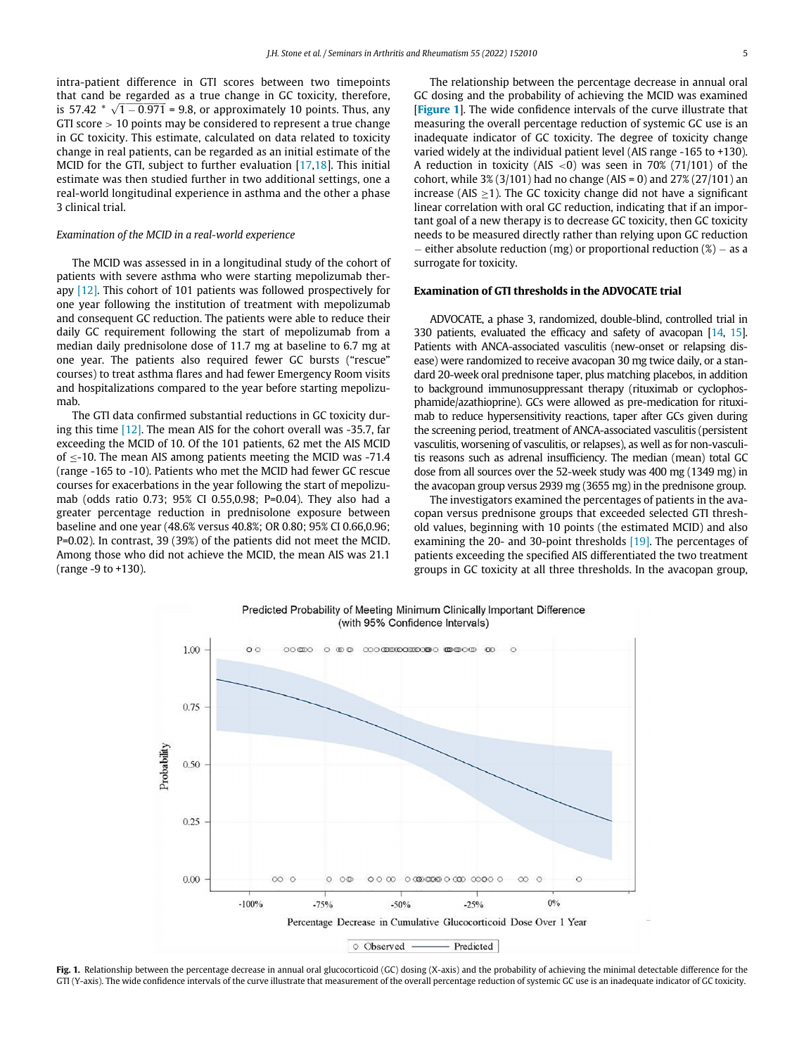intra-patient difference in GTI scores between two timepoints that cand be regarded as a true change in GC toxicity, therefore, is 57.42 * $\sqrt{1-0.971}$ = 9.8, or approximately 10 points. Thus, any GTI score > 10 points may be considered to represent a true change in GC toxicity. This estimate, calculated on data related to toxicity change in real patients, can be regarded as an initial estimate of the MCID for the GTI, subject to further evaluation [17,18]. This initial estimate was then studied further in two additional settings, one a real-world longitudinal experience in asthma and the other a phase 3 clinical trial.

*Examination of the MCID in a real-world experience*

The MCID was assessed in in a longitudinal study of the cohort of patients with severe asthma who were starting mepolizumab therapy [12]. This cohort of 101 patients was followed prospectively for one year following the institution of treatment with mepolizumab and consequent GC reduction. The patients were able to reduce their daily GC requirement following the start of mepolizumab from a median daily prednisolone dose of 11.7 mg at baseline to 6.7 mg at one year. The patients also required fewer GC bursts ("rescue" courses) to treat asthma flares and had fewer Emergency Room visits and hospitalizations compared to the year before starting mepolizumab.

The GTI data confirmed substantial reductions in GC toxicity during this time [12]. The mean AIS for the cohort overall was -35.7, far exceeding the MCID of 10. Of the 101 patients, 62 met the AIS MCID of ≤-10. The mean AIS among patients meeting the MCID was -71.4 (range -165 to -10). Patients who met the MCID had fewer GC rescue courses for exacerbations in the year following the start of mepolizumab (odds ratio 0.73; 95% CI 0.55,0.98; P=0.04). They also had a greater percentage reduction in prednisolone exposure between baseline and one year (48.6% versus 40.8%; OR 0.80; 95% CI 0.66,0.96; P=0.02). In contrast, 39 (39%) of the patients did not meet the MCID. Among those who did not achieve the MCID, the mean AIS was 21.1 (range -9 to +130).

The relationship between the percentage decrease in annual oral GC dosing and the probability of achieving the MCID was examined [**Figure 1**]. The wide confidence intervals of the curve illustrate that measuring the overall percentage reduction of systemic GC use is an inadequate indicator of GC toxicity. The degree of toxicity change varied widely at the individual patient level (AIS range -165 to +130). A reduction in toxicity (AIS <0) was seen in 70% (71/101) of the cohort, while 3% (3/101) had no change (AIS = 0) and 27% (27/101) an increase (AIS ≥1). The GC toxicity change did not have a significant linear correlation with oral GC reduction, indicating that if an important goal of a new therapy is to decrease GC toxicity, then GC toxicity needs to be measured directly rather than relying upon GC reduction – either absolute reduction (mg) or proportional reduction (%) – as a surrogate for toxicity.

## Examination of GTI thresholds in the ADVOCATE trial

ADVOCATE, a phase 3, randomized, double-blind, controlled trial in 330 patients, evaluated the efficacy and safety of avacopan [14, 15]. Patients with ANCA-associated vasculitis (new-onset or relapsing disease) were randomized to receive avacopan 30 mg twice daily, or a standard 20-week oral prednisone taper, plus matching placebos, in addition to background immunosuppressant therapy (rituximab or cyclophosphamide/azathioprine). GCs were allowed as pre-medication for rituximab to reduce hypersensitivity reactions, taper after GCs given during the screening period, treatment of ANCA-associated vasculitis (persistent vasculitis, worsening of vasculitis, or relapses), as well as for non-vasculitis reasons such as adrenal insufficiency. The median (mean) total GC dose from all sources over the 52-week study was 400 mg (1349 mg) in the avacopan group versus 2939 mg (3655 mg) in the prednisone group.

The investigators examined the percentages of patients in the avacopan versus prednisone groups that exceeded selected GTI threshold values, beginning with 10 points (the estimated MCID) and also examining the 20- and 30-point thresholds [19]. The percentages of patients exceeding the specified AIS differentiated the two treatment groups in GC toxicity at all three thresholds. In the avacopan group,

**Fig. 1.** Relationship between the percentage decrease in annual oral glucocorticoid (GC) dosing (X-axis) and the probability of achieving the minimal detectable difference for the GTI (Y-axis). The wide confidence intervals of the curve illustrate that measurement of the overall percentage reduction of systemic GC use is an inadequate indicator of GC toxicity.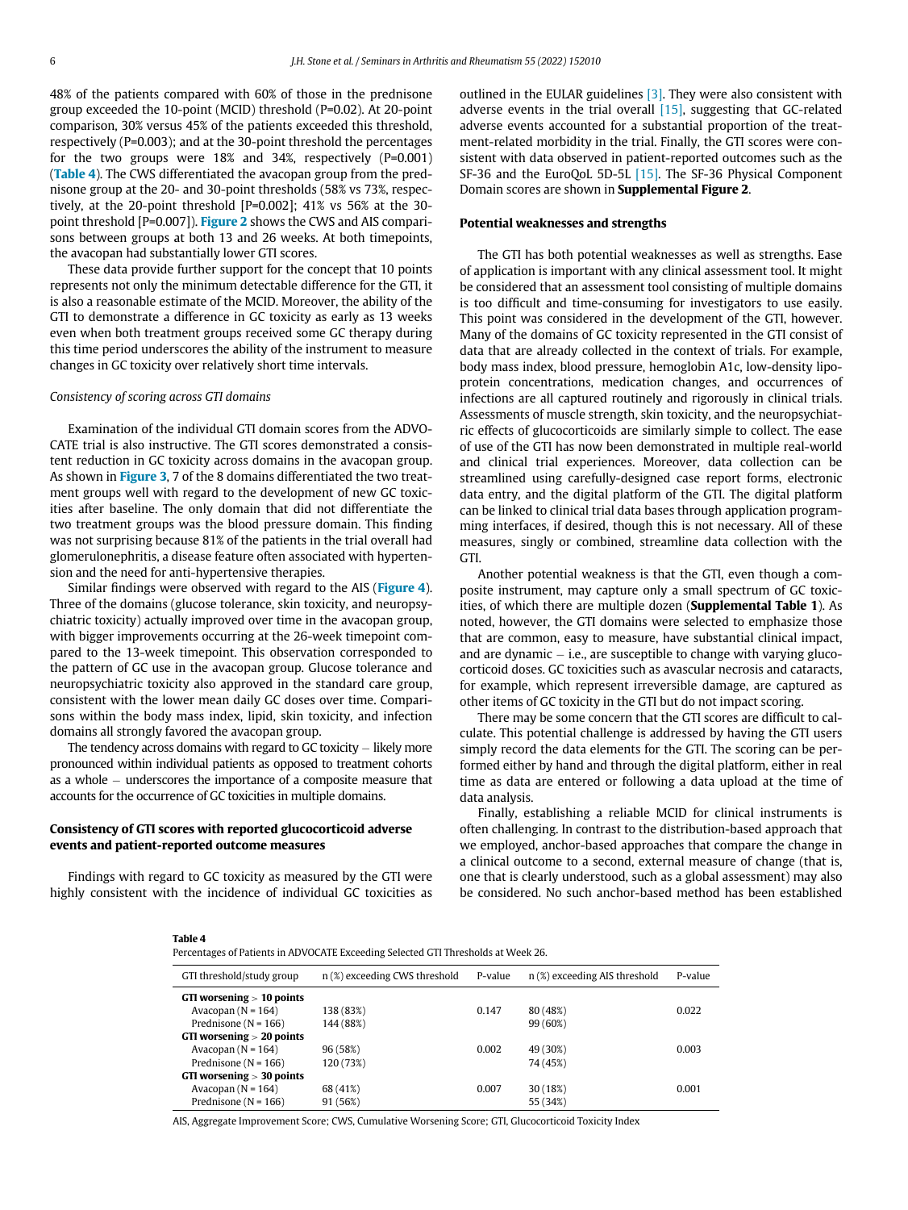48% of the patients compared with 60% of those in the prednisone group exceeded the 10-point (MCID) threshold (P=0.02). At 20-point comparison, 30% versus 45% of the patients exceeded this threshold, respectively (P=0.003); and at the 30-point threshold the percentages for the two groups were 18% and 34%, respectively (P=0.001) (**Table 4**). The CWS differentiated the avacopan group from the prednisone group at the 20- and 30-point thresholds (58% vs 73%, respectively, at the 20-point threshold [P=0.002]; 41% vs 56% at the 30-point threshold [P=0.007]). **Figure 2** shows the CWS and AIS comparisons between groups at both 13 and 26 weeks. At both timepoints, the avacopan had substantially lower GTI scores.

These data provide further support for the concept that 10 points represents not only the minimum detectable difference for the GTI, it is also a reasonable estimate of the MCID. Moreover, the ability of the GTI to demonstrate a difference in GC toxicity as early as 13 weeks even when both treatment groups received some GC therapy during this time period underscores the ability of the instrument to measure changes in GC toxicity over relatively short time intervals.

*Consistency of scoring across GTI domains*

Examination of the individual GTI domain scores from the ADVOCATE trial is also instructive. The GTI scores demonstrated a consistent reduction in GC toxicity across domains in the avacopan group. As shown in **Figure 3**, 7 of the 8 domains differentiated the two treatment groups well with regard to the development of new GC toxicities after baseline. The only domain that did not differentiate the two treatment groups was the blood pressure domain. This finding was not surprising because 81% of the patients in the trial overall had glomerulonephritis, a disease feature often associated with hypertension and the need for anti-hypertensive therapies.

Similar findings were observed with regard to the AIS (**Figure 4**). Three of the domains (glucose tolerance, skin toxicity, and neuropsychiatric toxicity) actually improved over time in the avacopan group, with bigger improvements occurring at the 26-week timepoint compared to the 13-week timepoint. This observation corresponded to the pattern of GC use in the avacopan group. Glucose tolerance and neuropsychiatric toxicity also approved in the standard care group, consistent with the lower mean daily GC doses over time. Comparisons within the body mass index, lipid, skin toxicity, and infection domains all strongly favored the avacopan group.

The tendency across domains with regard to GC toxicity – likely more pronounced within individual patients as opposed to treatment cohorts as a whole – underscores the importance of a composite measure that accounts for the occurrence of GC toxicities in multiple domains.

## Consistency of GTI scores with reported glucocorticoid adverse events and patient-reported outcome measures

Findings with regard to GC toxicity as measured by the GTI were highly consistent with the incidence of individual GC toxicities as outlined in the EULAR guidelines [3]. They were also consistent with adverse events in the trial overall [15], suggesting that GC-related adverse events accounted for a substantial proportion of the treatment-related morbidity in the trial. Finally, the GTI scores were consistent with data observed in patient-reported outcomes such as the SF-36 and the EuroQoL 5D-5L [15]. The SF-36 Physical Component Domain scores are shown in **Supplemental Figure 2**.

## Potential weaknesses and strengths

The GTI has both potential weaknesses as well as strengths. Ease of application is important with any clinical assessment tool. It might be considered that an assessment tool consisting of multiple domains is too difficult and time-consuming for investigators to use easily. This point was considered in the development of the GTI, however. Many of the domains of GC toxicity represented in the GTI consist of data that are already collected in the context of trials. For example, body mass index, blood pressure, hemoglobin A1c, low-density lipoprotein concentrations, medication changes, and occurrences of infections are all captured routinely and rigorously in clinical trials. Assessments of muscle strength, skin toxicity, and the neuropsychiatric effects of glucocorticoids are similarly simple to collect. The ease of use of the GTI has now been demonstrated in multiple real-world and clinical trial experiences. Moreover, data collection can be streamlined using carefully-designed case report forms, electronic data entry, and the digital platform of the GTI. The digital platform can be linked to clinical trial data bases through application programming interfaces, if desired, though this is not necessary. All of these measures, singly or combined, streamline data collection with the GTI.

Another potential weakness is that the GTI, even though a composite instrument, may capture only a small spectrum of GC toxicities, of which there are multiple dozen (**Supplemental Table 1**). As noted, however, the GTI domains were selected to emphasize those that are common, easy to measure, have substantial clinical impact, and are dynamic – i.e., are susceptible to change with varying glucocorticoid doses. GC toxicities such as avascular necrosis and cataracts, for example, which represent irreversible damage, are captured as other items of GC toxicity in the GTI but do not impact scoring.

There may be some concern that the GTI scores are difficult to calculate. This potential challenge is addressed by having the GTI users simply record the data elements for the GTI. The scoring can be performed either by hand and through the digital platform, either in real time as data are entered or following a data upload at the time of data analysis.

Finally, establishing a reliable MCID for clinical instruments is often challenging. In contrast to the distribution-based approach that we employed, anchor-based approaches that compare the change in a clinical outcome to a second, external measure of change (that is, one that is clearly understood, such as a global assessment) may also be considered. No such anchor-based method has been established

**Table 4**
Percentages of Patients in ADVOCATE Exceeding Selected GTI Thresholds at Week 26.

| GTI threshold/study group | n (%) exceeding CWS threshold | P-value | n (%) exceeding AIS threshold | P-value |
|---|---|---|---|---|
| **GTI worsening > 10 points** | | | | |
| Avacopan (N = 164) | 138 (83%) | 0.147 | 80 (48%) | 0.022 |
| Prednisone (N = 166) | 144 (88%) | | 99 (60%) | |
| **GTI worsening > 20 points** | | | | |
| Avacopan (N = 164) | 96 (58%) | 0.002 | 49 (30%) | 0.003 |
| Prednisone (N = 166) | 120 (73%) | | 74 (45%) | |
| **GTI worsening > 30 points** | | | | |
| Avacopan (N = 164) | 68 (41%) | 0.007 | 30 (18%) | 0.001 |
| Prednisone (N = 166) | 91 (56%) | | 55 (34%) | |

AIS, Aggregate Improvement Score; CWS, Cumulative Worsening Score; GTI, Glucocorticoid Toxicity Index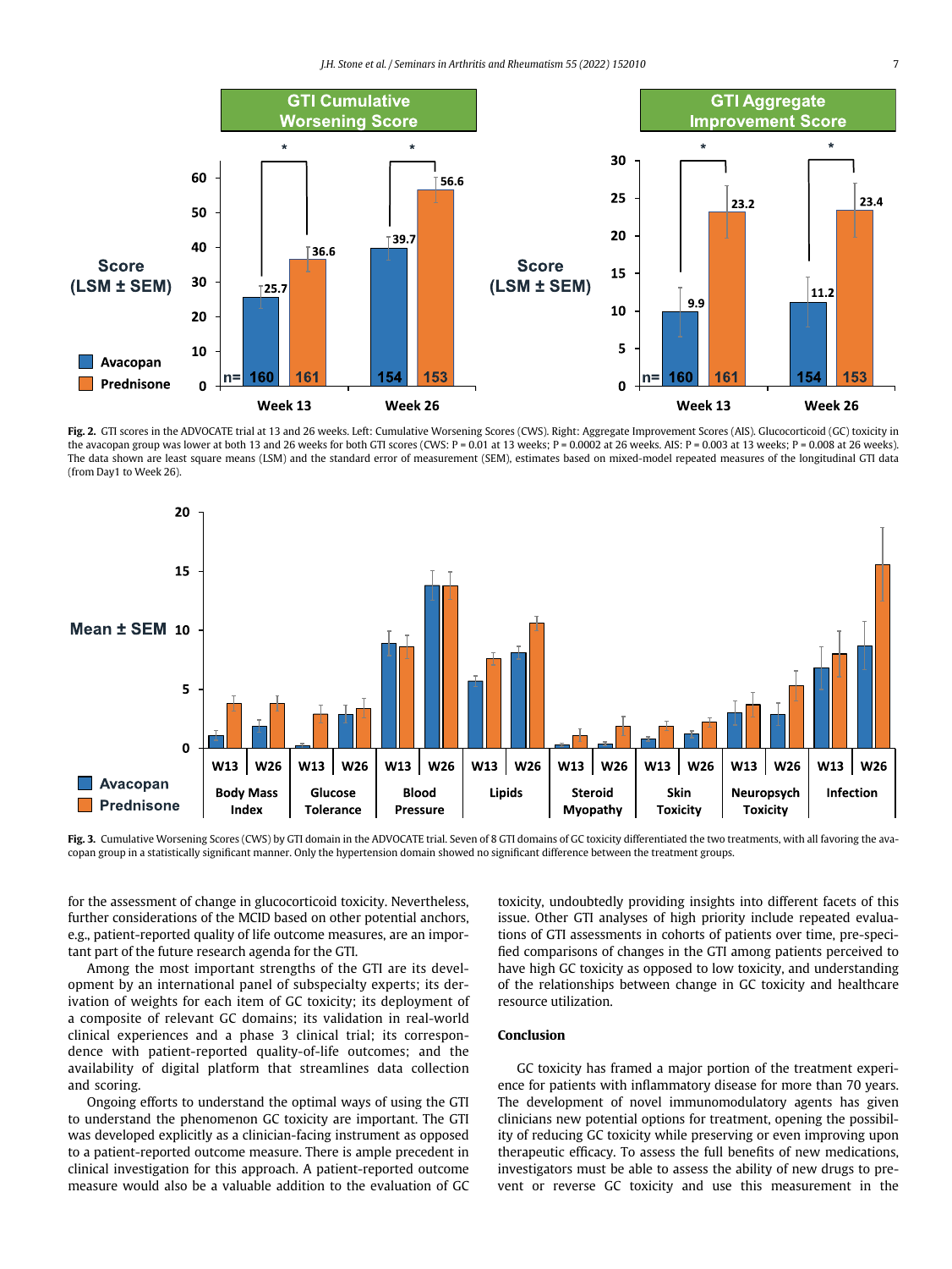Fig. 2. GTI scores in the ADVOCATE trial at 13 and 26 weeks. Left: Cumulative Worsening Scores (CWS). Right: Aggregate Improvement Scores (AIS). Glucocorticoid (GC) toxicity in the avacopan group was lower at both 13 and 26 weeks for both GTI scores (CWS: P = 0.01 at 13 weeks; P = 0.0002 at 26 weeks. AIS: P = 0.003 at 13 weeks; P = 0.008 at 26 weeks). The data shown are least square means (LSM) and the standard error of measurement (SEM), estimates based on mixed-model repeated measures of the longitudinal GTI data (from Day1 to Week 26).

Fig. 3. Cumulative Worsening Scores (CWS) by GTI domain in the ADVOCATE trial. Seven of 8 GTI domains of GC toxicity differentiated the two treatments, with all favoring the avacopan group in a statistically significant manner. Only the hypertension domain showed no significant difference between the treatment groups.

for the assessment of change in glucocorticoid toxicity. Nevertheless, further considerations of the MCID based on other potential anchors, e.g., patient-reported quality of life outcome measures, are an important part of the future research agenda for the GTI.

Among the most important strengths of the GTI are its development by an international panel of subspecialty experts; its derivation of weights for each item of GC toxicity; its deployment of a composite of relevant GC domains; its validation in real-world clinical experiences and a phase 3 clinical trial; its correspondence with patient-reported quality-of-life outcomes; and the availability of digital platform that streamlines data collection and scoring.

Ongoing efforts to understand the optimal ways of using the GTI to understand the phenomenon GC toxicity are important. The GTI was developed explicitly as a clinician-facing instrument as opposed to a patient-reported outcome measure. There is ample precedent in clinical investigation for this approach. A patient-reported outcome measure would also be a valuable addition to the evaluation of GC toxicity, undoubtedly providing insights into different facets of this issue. Other GTI analyses of high priority include repeated evaluations of GTI assessments in cohorts of patients over time, pre-specified comparisons of changes in the GTI among patients perceived to have high GC toxicity as opposed to low toxicity, and understanding of the relationships between change in GC toxicity and healthcare resource utilization.

## Conclusion

GC toxicity has framed a major portion of the treatment experience for patients with inflammatory disease for more than 70 years. The development of novel immunomodulatory agents has given clinicians new potential options for treatment, opening the possibility of reducing GC toxicity while preserving or even improving upon therapeutic efficacy. To assess the full benefits of new medications, investigators must be able to assess the ability of new drugs to prevent or reverse GC toxicity and use this measurement in the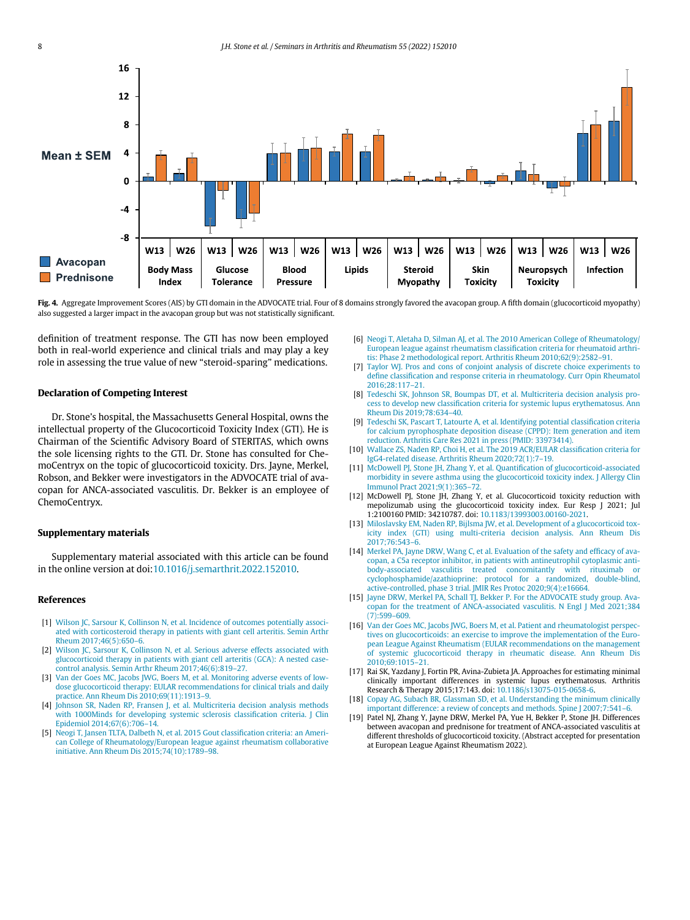Mean ± SEM

16
12
8
4
0
-4
-8

W13 W26 W13 W26 W13 W26 W13 W26 W13 W26 W13 W26 W13 W26 W13 W26

Body Mass Index
Glucose Tolerance
Blood Pressure
Lipids
Steroid Myopathy
Skin Toxicity
Neuropsych Toxicity
Infection

Avacopan
Prednisone

**Fig. 4.** Aggregate Improvement Scores (AIS) by GTI domain in the ADVOCATE trial. Four of 8 domains strongly favored the avacopan group. A fifth domain (glucocorticoid myopathy) also suggested a larger impact in the avacopan group but was not statistically significant.

definition of treatment response. The GTI has now been employed both in real-world experience and clinical trials and may play a key role in assessing the true value of new "steroid-sparing" medications.

## Declaration of Competing Interest

Dr. Stone's hospital, the Massachusetts General Hospital, owns the intellectual property of the Glucocorticoid Toxicity Index (GTI). He is Chairman of the Scientific Advisory Board of STERITAS, which owns the sole licensing rights to the GTI. Dr. Stone has consulted for ChemoCentryx on the topic of glucocorticoid toxicity. Drs. Jayne, Merkel, Robson, and Bekker were investigators in the ADVOCATE trial of avacopan for ANCA-associated vasculitis. Dr. Bekker is an employee of ChemoCentryx.

## Supplementary materials

Supplementary material associated with this article can be found in the online version at doi:10.1016/j.semarthrit.2022.152010.

## References

[1] Wilson JC, Sarsour K, Collinson N, et al. Incidence of outcomes potentially associated with corticosteroid therapy in patients with giant cell arteritis. Semin Arthr Rheum 2017;46(5):650–6.

[2] Wilson JC, Sarsour K, Collinson N, et al. Serious adverse effects associated with glucocorticoid therapy in patients with giant cell arteritis (GCA): A nested case-control analysis. Semin Arthr Rheum 2017;46(6):819–27.

[3] Van der Goes MC, Jacobs JWG, Boers M, et al. Monitoring adverse events of low-dose glucocorticoid therapy: EULAR recommendations for clinical trials and daily practice. Ann Rheum Dis 2010;69(11):1913–9.

[4] Johnson SR, Naden RP, Fransen J, et al. Multicriteria decision analysis methods with 1000Minds for developing systemic sclerosis classification criteria. J Clin Epidemiol 2014;67(6):706–14.

[5] Neogi T, Jansen TLTA, Dalbeth N, et al. 2015 Gout classification criteria: an American College of Rheumatology/European league against rheumatism collaborative initiative. Ann Rheum Dis 2015;74(10):1789–98.

[6] Neogi T, Aletaha D, Silman AJ, et al. The 2010 American College of Rheumatology/European league against rheumatism classification criteria for rheumatoid arthritis: Phase 2 methodological report. Arthritis Rheum 2010;62(9):2582–91.

[7] Taylor WJ. Pros and cons of conjoint analysis of discrete choice experiments to define classification and response criteria in rheumatology. Curr Opin Rheumatol 2016;28:117–21.

[8] Tedeschi SK, Johnson SR, Boumpas DT, et al. Multicriteria decision analysis process to develop new classification criteria for systemic lupus erythematosus. Ann Rheum Dis 2019;78:634–40.

[9] Tedeschi SK, Pascart T, Latourte A, et al. Identifying potential classification criteria for calcium pyrophosphate deposition disease (CPPD): Item generation and item reduction. Arthritis Care Res 2021 in press (PMID: 33973414).

[10] Wallace ZS, Naden RP, Choi H, et al. The 2019 ACR/EULAR classification criteria for IgG4-related disease. Arthritis Rheum 2020;72(1):7–19.

[11] McDowell PJ, Stone JH, Zhang Y, et al. Quantification of glucocorticoid-associated morbidity in severe asthma using the glucocorticoid toxicity index. J Allergy Clin Immunol Pract 2021;9(1):365–72.

[12] McDowell PJ, Stone JH, Zhang Y, et al. Glucocorticoid toxicity reduction with mepolizumab using the glucocorticoid toxicity index. Eur Resp J 2021; Jul 1:2100160 PMID: 34210787. doi: 10.1183/13993003.00160-2021.

[13] Miloslavsky EM, Naden RP, Bijlsma JW, et al. Development of a glucocorticoid toxicity index (GTI) using multi-criteria decision analysis. Ann Rheum Dis 2017;76:543–6.

[14] Merkel PA, Jayne DRW, Wang C, et al. Evaluation of the safety and efficacy of avacopan, a C5a receptor inhibitor, in patients with antineutrophil cytoplasmic antibody-associated vasculitis treated concomitantly with rituximab or cyclophosphamide/azathioprine: protocol for a randomized, double-blind, active-controlled, phase 3 trial. JMIR Res Protoc 2020;9(4):e16664.

[15] Jayne DRW, Merkel PA, Schall TJ, Bekker P. For the ADVOCATE study group. Avacopan for the treatment of ANCA-associated vasculitis. N Engl J Med 2021;384(7):599–609.

[16] Van der Goes MC, Jacobs JWG, Boers M, et al. Patient and rheumatologist perspectives on glucocorticoids: an exercise to improve the implementation of the European League Against Rheumatism (EULAR recommendations on the management of systemic glucocorticoid therapy in rheumatic disease. Ann Rheum Dis 2010;69:1015–21.

[17] Rai SK, Yazdany J, Fortin PR, Avina-Zubieta JA. Approaches for estimating minimal clinically important differences in systemic lupus erythematosus. Arthritis Research & Therapy 2015;17:143. doi: 10.1186/s13075-015-0658-6.

[18] Copay AG, Subach BR, Glassman SD, et al. Understanding the minimum clinically important difference: a review of concepts and methods. Spine J 2007;7:541–6.

[19] Patel NJ, Zhang Y, Jayne DRW, Merkel PA, Yue H, Bekker P, Stone JH. Differences between avacopan and prednisone for treatment of ANCA-associated vasculitis at different thresholds of glucocorticoid toxicity. (Abstract accepted for presentation at European League Against Rheumatism 2022).